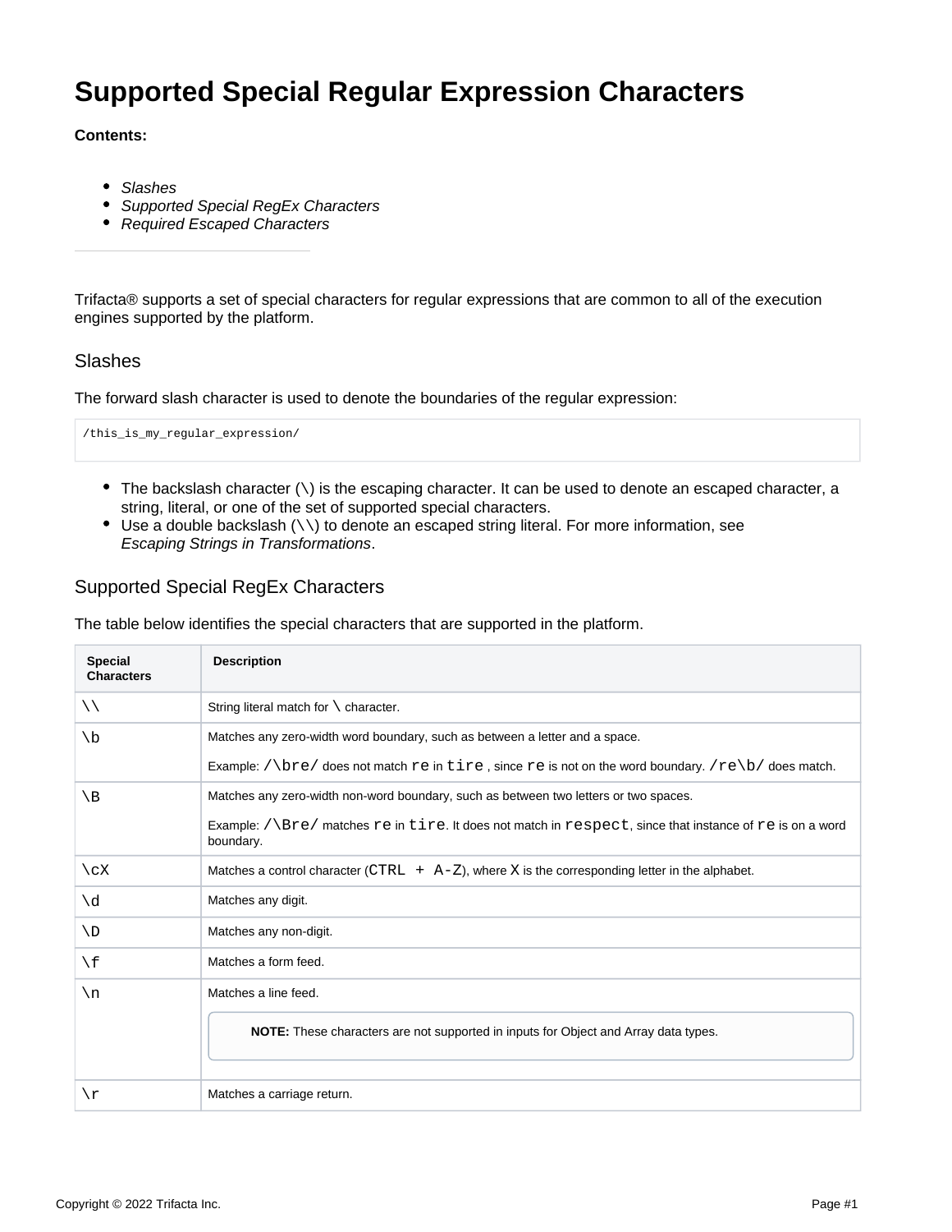# Supported Special Regular Expression Characters

**Contents:**

- *Slashes*
- *Supported Special RegEx Characters*
- *Required Escaped Characters*

---

Trifacta® supports a set of special characters for regular expressions that are common to all of the execution engines supported by the platform.

## Slashes

The forward slash character is used to denote the boundaries of the regular expression:

```
/this_is_my_regular_expression/
```

- The backslash character (`\`) is the escaping character. It can be used to denote an escaped character, a string, literal, or one of the set of supported special characters.
- Use a double backslash (`\\`) to denote an escaped string literal. For more information, see *Escaping Strings in Transformations*.

## Supported Special RegEx Characters

The table below identifies the special characters that are supported in the platform.

| Special Characters | Description |
|---|---|
| `\\` | String literal match for `\` character. |
| `\b` | Matches any zero-width word boundary, such as between a letter and a space.<br><br>Example: `/\bre/` does not match `re` in `tire` , since `re` is not on the word boundary. `/re\b/` does match. |
| `\B` | Matches any zero-width non-word boundary, such as between two letters or two spaces.<br><br>Example: `/\Bre/` matches `re` in `tire`. It does not match in `respect`, since that instance of `re` is on a word boundary. |
| `\cX` | Matches a control character (`CTRL + A-Z`), where `X` is the corresponding letter in the alphabet. |
| `\d` | Matches any digit. |
| `\D` | Matches any non-digit. |
| `\f` | Matches a form feed. |
| `\n` | Matches a line feed.<br><br>**NOTE:** These characters are not supported in inputs for Object and Array data types. |
| `\r` | Matches a carriage return. |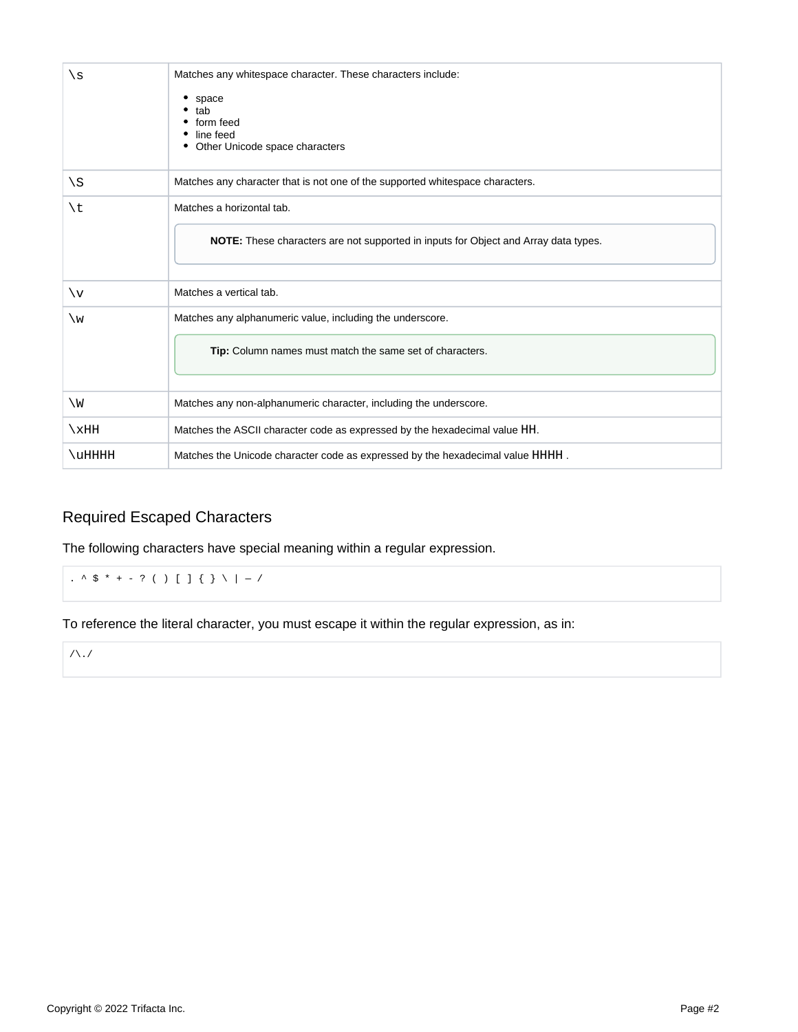| | |
|---|---|
| `\s` | Matches any whitespace character. These characters include:<br>• space<br>• tab<br>• form feed<br>• line feed<br>• Other Unicode space characters |
| `\S` | Matches any character that is not one of the supported whitespace characters. |
| `\t` | Matches a horizontal tab.<br><br>**NOTE:** These characters are not supported in inputs for Object and Array data types. |
| `\v` | Matches a vertical tab. |
| `\w` | Matches any alphanumeric value, including the underscore.<br><br>**Tip:** Column names must match the same set of characters. |
| `\W` | Matches any non-alphanumeric character, including the underscore. |
| `\xHH` | Matches the ASCII character code as expressed by the hexadecimal value `HH`. |
| `\uHHHH` | Matches the Unicode character code as expressed by the hexadecimal value `HHHH` . |

## Required Escaped Characters

The following characters have special meaning within a regular expression.

```
. ^ $ * + - ? ( ) [ ] { } \ | — /
```

To reference the literal character, you must escape it within the regular expression, as in:

```
/\./
```